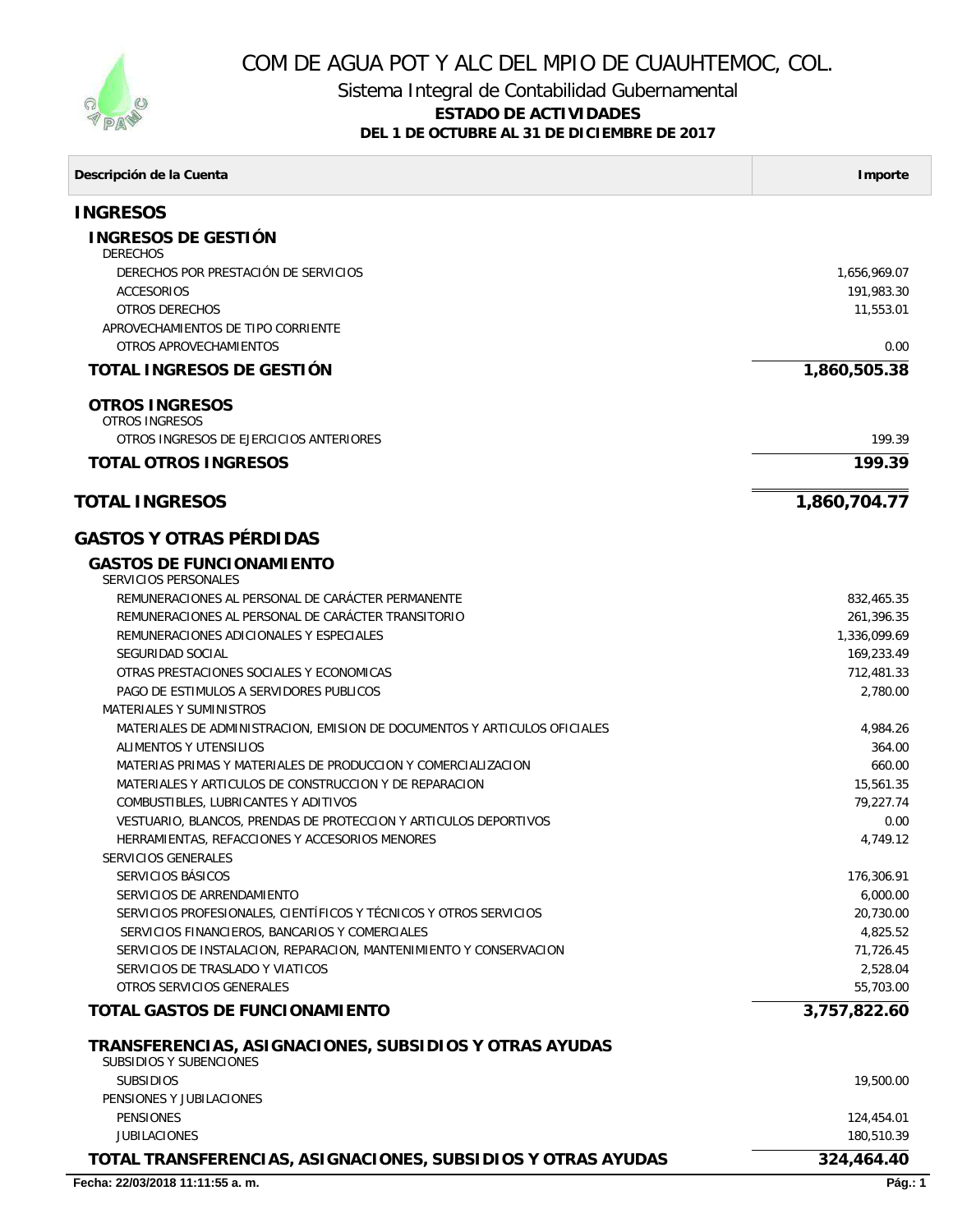# COM DE AGUA POT Y ALC DEL MPIO DE CUAUHTEMOC, COL.

## Sistema Integral de Contabilidad Gubernamental

**ESTADO DE ACTIVIDADES**

**DEL 1 DE OCTUBRE AL 31 DE DICIEMBRE DE 2017**

| Descripción de la Cuenta | Importe |
|---|---|
| **INGRESOS** | |
| **INGRESOS DE GESTIÓN** | |
| DERECHOS | |
| DERECHOS POR PRESTACIÓN DE SERVICIOS | 1,656,969.07 |
| ACCESORIOS | 191,983.30 |
| OTROS DERECHOS | 11,553.01 |
| APROVECHAMIENTOS DE TIPO CORRIENTE | |
| OTROS APROVECHAMIENTOS | 0.00 |
| **TOTAL INGRESOS DE GESTIÓN** | **1,860,505.38** |
| **OTROS INGRESOS** | |
| OTROS INGRESOS | |
| OTROS INGRESOS DE EJERCICIOS ANTERIORES | 199.39 |
| **TOTAL OTROS INGRESOS** | **199.39** |
| **TOTAL INGRESOS** | **1,860,704.77** |
| **GASTOS Y OTRAS PÉRDIDAS** | |
| **GASTOS DE FUNCIONAMIENTO** | |
| SERVICIOS PERSONALES | |
| REMUNERACIONES AL PERSONAL DE CARÁCTER PERMANENTE | 832,465.35 |
| REMUNERACIONES AL PERSONAL DE CARÁCTER TRANSITORIO | 261,396.35 |
| REMUNERACIONES ADICIONALES Y ESPECIALES | 1,336,099.69 |
| SEGURIDAD SOCIAL | 169,233.49 |
| OTRAS PRESTACIONES SOCIALES Y ECONOMICAS | 712,481.33 |
| PAGO DE ESTIMULOS A SERVIDORES PUBLICOS | 2,780.00 |
| MATERIALES Y SUMINISTROS | |
| MATERIALES DE ADMINISTRACION, EMISION DE DOCUMENTOS Y ARTICULOS OFICIALES | 4,984.26 |
| ALIMENTOS Y UTENSILIOS | 364.00 |
| MATERIAS PRIMAS Y MATERIALES DE PRODUCCION Y COMERCIALIZACION | 660.00 |
| MATERIALES Y ARTICULOS DE CONSTRUCCION Y DE REPARACION | 15,561.35 |
| COMBUSTIBLES, LUBRICANTES Y ADITIVOS | 79,227.74 |
| VESTUARIO, BLANCOS, PRENDAS DE PROTECCION Y ARTICULOS DEPORTIVOS | 0.00 |
| HERRAMIENTAS, REFACCIONES Y ACCESORIOS MENORES | 4,749.12 |
| SERVICIOS GENERALES | |
| SERVICIOS BÁSICOS | 176,306.91 |
| SERVICIOS DE ARRENDAMIENTO | 6,000.00 |
| SERVICIOS PROFESIONALES, CIENTÍFICOS Y TÉCNICOS Y OTROS SERVICIOS | 20,730.00 |
| SERVICIOS FINANCIEROS, BANCARIOS Y COMERCIALES | 4,825.52 |
| SERVICIOS DE INSTALACION, REPARACION, MANTENIMIENTO Y CONSERVACION | 71,726.45 |
| SERVICIOS DE TRASLADO Y VIATICOS | 2,528.04 |
| OTROS SERVICIOS GENERALES | 55,703.00 |
| **TOTAL GASTOS DE FUNCIONAMIENTO** | **3,757,822.60** |
| **TRANSFERENCIAS, ASIGNACIONES, SUBSIDIOS Y OTRAS AYUDAS** | |
| SUBSIDIOS Y SUBENCIONES | |
| SUBSIDIOS | 19,500.00 |
| PENSIONES Y JUBILACIONES | |
| PENSIONES | 124,454.01 |
| JUBILACIONES | 180,510.39 |
| **TOTAL TRANSFERENCIAS, ASIGNACIONES, SUBSIDIOS Y OTRAS AYUDAS** | **324,464.40** |

**Fecha: 22/03/2018 11:11:55 a. m.**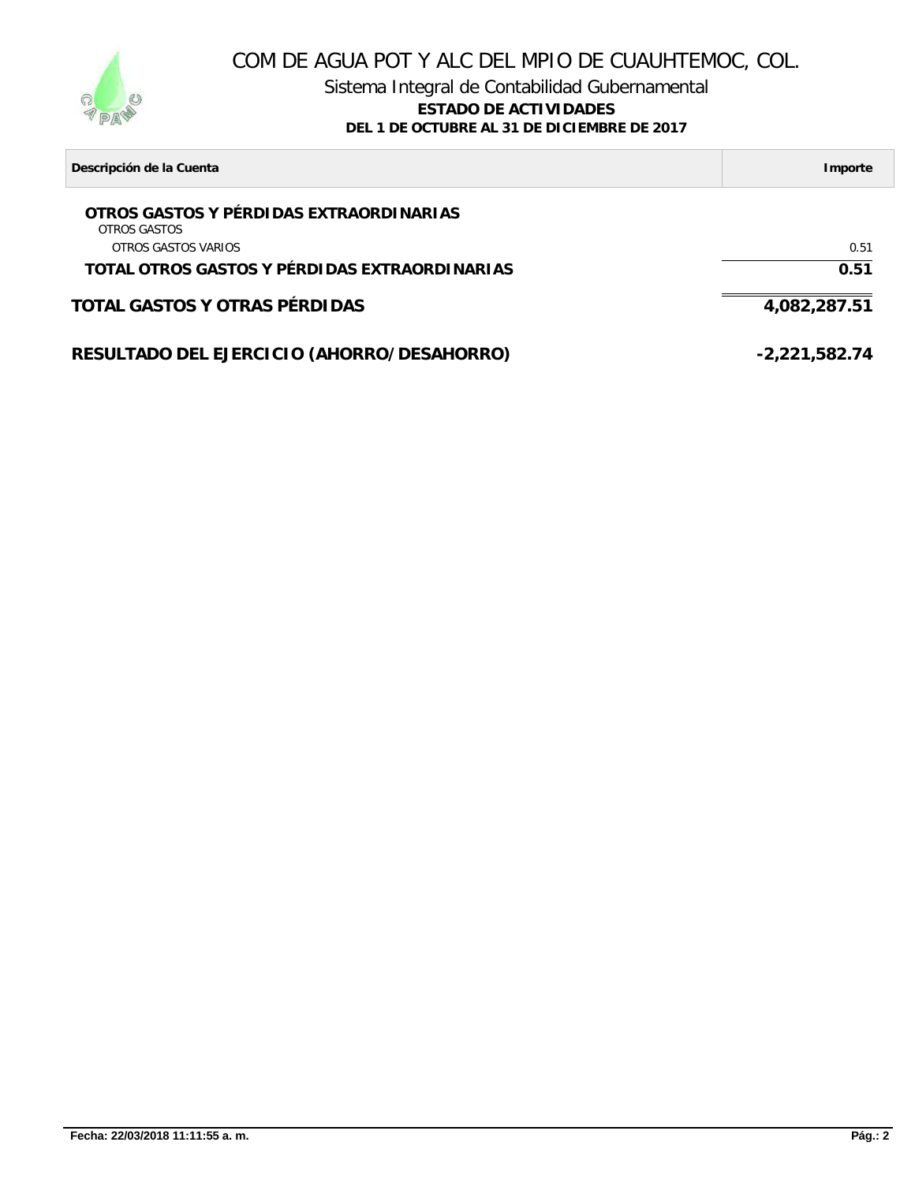# COM DE AGUA POT Y ALC DEL MPIO DE CUAUHTEMOC, COL.

Sistema Integral de Contabilidad Gubernamental

**ESTADO DE ACTIVIDADES**

**DEL 1 DE OCTUBRE AL 31 DE DICIEMBRE DE 2017**

| Descripción de la Cuenta | Importe |
|---|---|
| **OTROS GASTOS Y PÉRDIDAS EXTRAORDINARIAS** | |
| OTROS GASTOS | |
| OTROS GASTOS VARIOS | 0.51 |
| **TOTAL OTROS GASTOS Y PÉRDIDAS EXTRAORDINARIAS** | **0.51** |
| **TOTAL GASTOS Y OTRAS PÉRDIDAS** | **4,082,287.51** |
| **RESULTADO DEL EJERCICIO (AHORRO/DESAHORRO)** | **-2,221,582.74** |

**Fecha: 22/03/2018 11:11:55 a. m.**